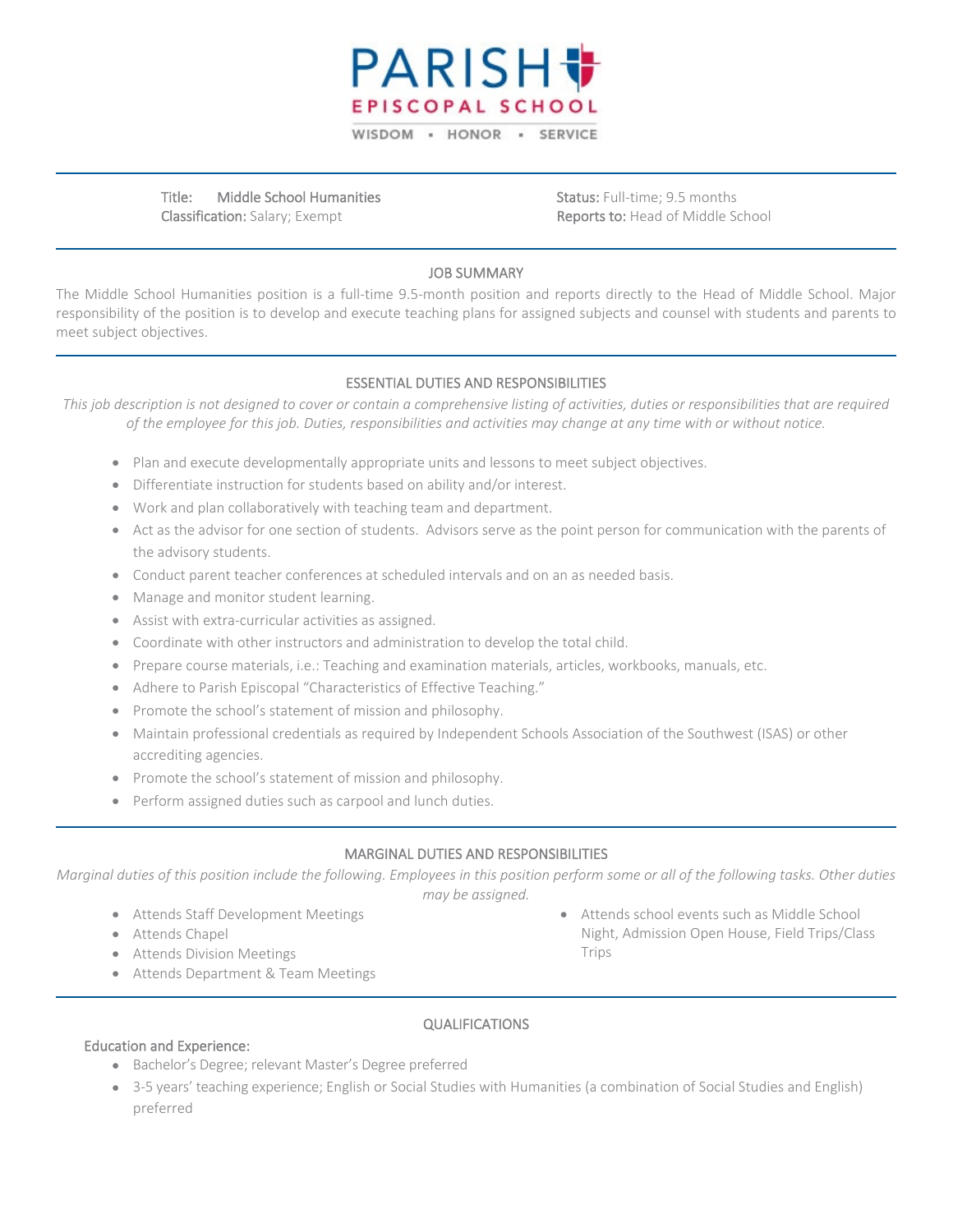# PARISH EPISCOPAL SCHOOL

WISDOM ▪ HONOR ▪ SERVICE

---

**Title:** Middle School Humanities
**Classification:** Salary; Exempt

**Status:** Full-time; 9.5 months
**Reports to:** Head of Middle School

---

## JOB SUMMARY

The Middle School Humanities position is a full-time 9.5-month position and reports directly to the Head of Middle School. Major responsibility of the position is to develop and execute teaching plans for assigned subjects and counsel with students and parents to meet subject objectives.

---

## ESSENTIAL DUTIES AND RESPONSIBILITIES

*This job description is not designed to cover or contain a comprehensive listing of activities, duties or responsibilities that are required of the employee for this job. Duties, responsibilities and activities may change at any time with or without notice.*

- Plan and execute developmentally appropriate units and lessons to meet subject objectives.
- Differentiate instruction for students based on ability and/or interest.
- Work and plan collaboratively with teaching team and department.
- Act as the advisor for one section of students. Advisors serve as the point person for communication with the parents of the advisory students.
- Conduct parent teacher conferences at scheduled intervals and on an as needed basis.
- Manage and monitor student learning.
- Assist with extra-curricular activities as assigned.
- Coordinate with other instructors and administration to develop the total child.
- Prepare course materials, i.e.: Teaching and examination materials, articles, workbooks, manuals, etc.
- Adhere to Parish Episcopal "Characteristics of Effective Teaching."
- Promote the school's statement of mission and philosophy.
- Maintain professional credentials as required by Independent Schools Association of the Southwest (ISAS) or other accrediting agencies.
- Promote the school's statement of mission and philosophy.
- Perform assigned duties such as carpool and lunch duties.

---

## MARGINAL DUTIES AND RESPONSIBILITIES

*Marginal duties of this position include the following. Employees in this position perform some or all of the following tasks. Other duties may be assigned.*

- Attends Staff Development Meetings
- Attends Chapel
- Attends Division Meetings
- Attends Department & Team Meetings
- Attends school events such as Middle School Night, Admission Open House, Field Trips/Class Trips

---

## QUALIFICATIONS

### Education and Experience:

- Bachelor's Degree; relevant Master's Degree preferred
- 3-5 years' teaching experience; English or Social Studies with Humanities (a combination of Social Studies and English) preferred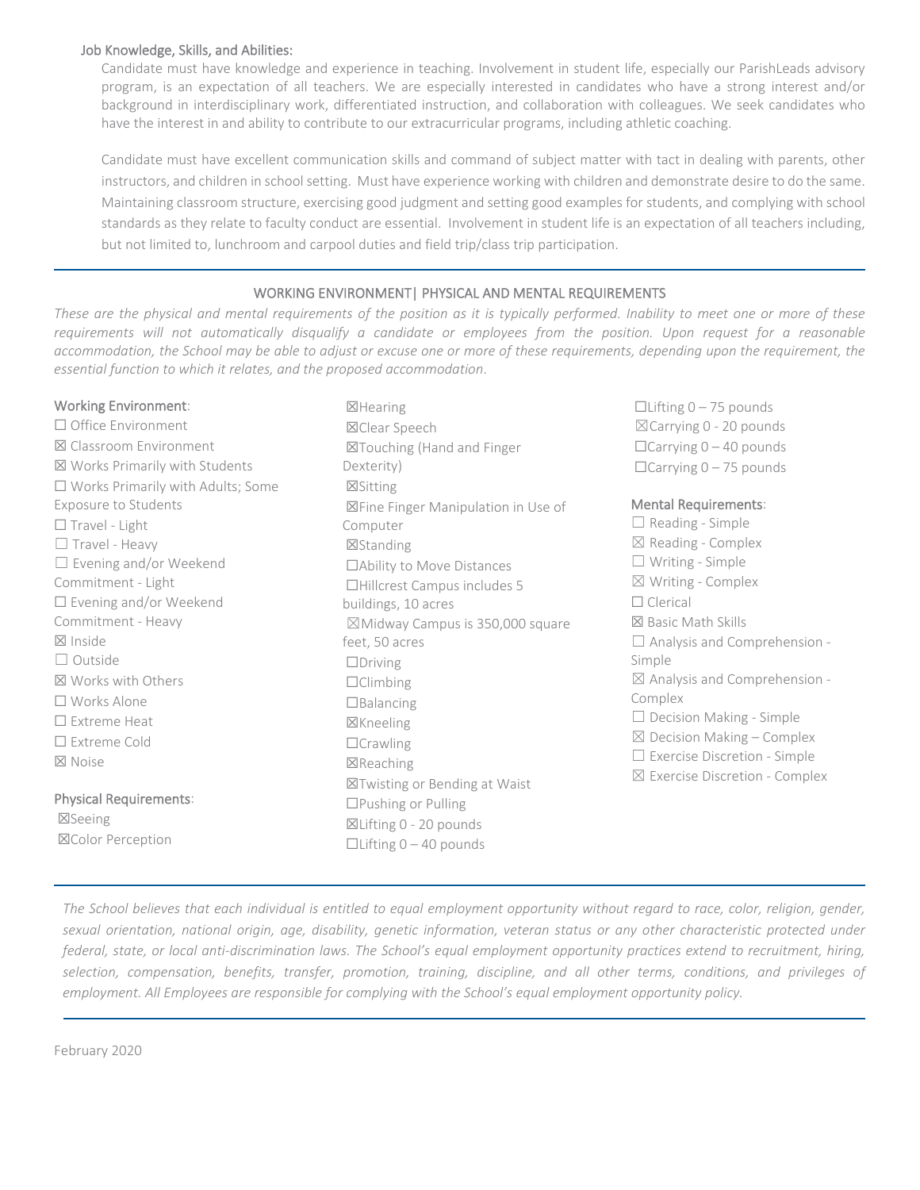Job Knowledge, Skills, and Abilities:

Candidate must have knowledge and experience in teaching. Involvement in student life, especially our ParishLeads advisory program, is an expectation of all teachers. We are especially interested in candidates who have a strong interest and/or background in interdisciplinary work, differentiated instruction, and collaboration with colleagues. We seek candidates who have the interest in and ability to contribute to our extracurricular programs, including athletic coaching.

Candidate must have excellent communication skills and command of subject matter with tact in dealing with parents, other instructors, and children in school setting. Must have experience working with children and demonstrate desire to do the same. Maintaining classroom structure, exercising good judgment and setting good examples for students, and complying with school standards as they relate to faculty conduct are essential. Involvement in student life is an expectation of all teachers including, but not limited to, lunchroom and carpool duties and field trip/class trip participation.

---

## WORKING ENVIRONMENT| PHYSICAL AND MENTAL REQUIREMENTS

*These are the physical and mental requirements of the position as it is typically performed. Inability to meet one or more of these requirements will not automatically disqualify a candidate or employees from the position. Upon request for a reasonable accommodation, the School may be able to adjust or excuse one or more of these requirements, depending upon the requirement, the essential function to which it relates, and the proposed accommodation.*

Working Environment:
- ☐ Office Environment
- ☒ Classroom Environment
- ☒ Works Primarily with Students
- ☐ Works Primarily with Adults; Some Exposure to Students
- ☐ Travel - Light
- ☐ Travel - Heavy
- ☐ Evening and/or Weekend Commitment - Light
- ☐ Evening and/or Weekend Commitment - Heavy
- ☒ Inside
- ☐ Outside
- ☒ Works with Others
- ☐ Works Alone
- ☐ Extreme Heat
- ☐ Extreme Cold
- ☒ Noise

Physical Requirements:
- ☒Seeing
- ☒Color Perception
- ☒Hearing
- ☒Clear Speech
- ☒Touching (Hand and Finger Dexterity)
- ☒Sitting
- ☒Fine Finger Manipulation in Use of Computer
- ☒Standing
- ☐Ability to Move Distances
- ☐Hillcrest Campus includes 5 buildings, 10 acres
- ☒Midway Campus is 350,000 square feet, 50 acres
- ☐Driving
- ☐Climbing
- ☐Balancing
- ☒Kneeling
- ☐Crawling
- ☒Reaching
- ☒Twisting or Bending at Waist
- ☐Pushing or Pulling
- ☒Lifting 0 - 20 pounds
- ☐Lifting 0 – 40 pounds
- ☐Lifting 0 – 75 pounds
- ☒Carrying 0 - 20 pounds
- ☐Carrying 0 – 40 pounds
- ☐Carrying 0 – 75 pounds

Mental Requirements:
- ☐ Reading - Simple
- ☒ Reading - Complex
- ☐ Writing - Simple
- ☒ Writing - Complex
- ☐ Clerical
- ☒ Basic Math Skills
- ☐ Analysis and Comprehension - Simple
- ☒ Analysis and Comprehension - Complex
- ☐ Decision Making - Simple
- ☒ Decision Making – Complex
- ☐ Exercise Discretion - Simple
- ☒ Exercise Discretion - Complex

---

*The School believes that each individual is entitled to equal employment opportunity without regard to race, color, religion, gender, sexual orientation, national origin, age, disability, genetic information, veteran status or any other characteristic protected under federal, state, or local anti-discrimination laws. The School's equal employment opportunity practices extend to recruitment, hiring, selection, compensation, benefits, transfer, promotion, training, discipline, and all other terms, conditions, and privileges of employment. All Employees are responsible for complying with the School's equal employment opportunity policy.*

---

February 2020